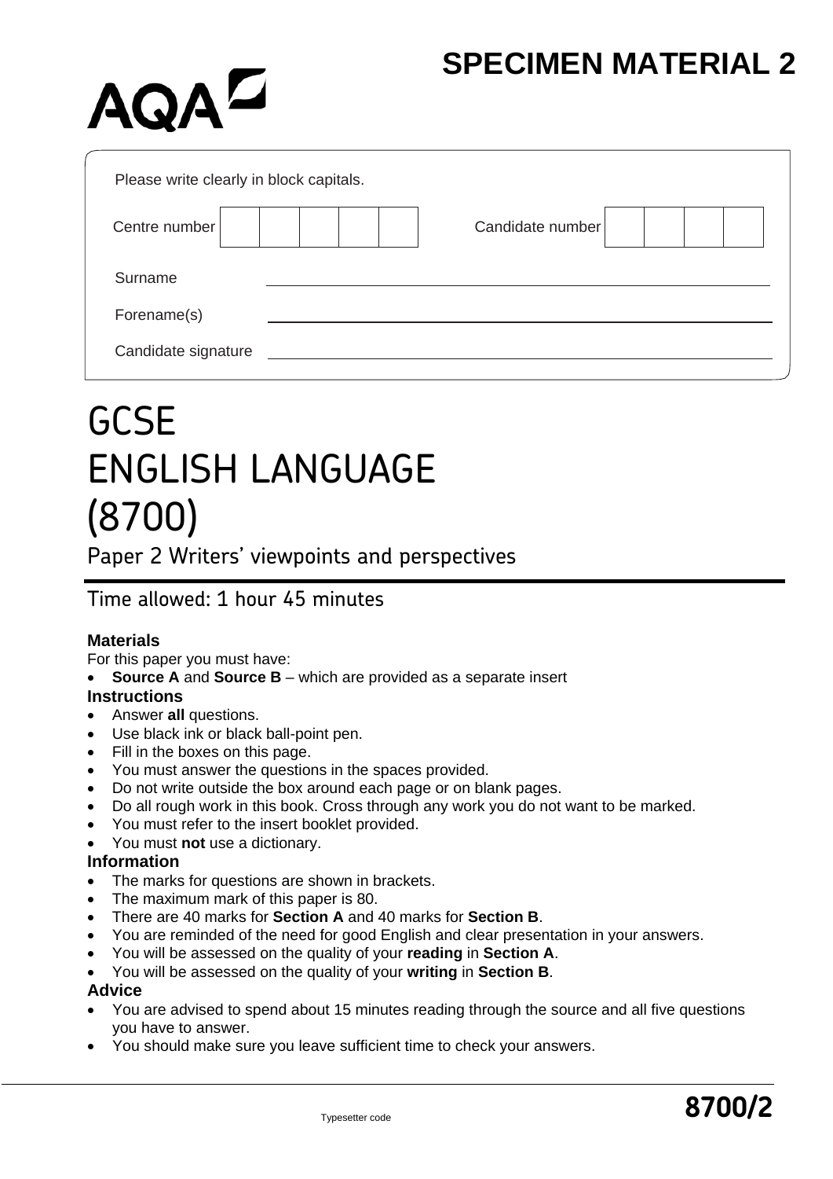**SPECIMEN MATERIAL 2**

AQA

Please write clearly in block capitals.

Centre number

Candidate number

Surname

Forename(s)

Candidate signature

# GCSE
# ENGLISH LANGUAGE
# (8700)

## Paper 2 Writers' viewpoints and perspectives

Time allowed: 1 hour 45 minutes

**Materials**

For this paper you must have:

- **Source A** and **Source B** – which are provided as a separate insert

**Instructions**

- Answer **all** questions.
- Use black ink or black ball-point pen.
- Fill in the boxes on this page.
- You must answer the questions in the spaces provided.
- Do not write outside the box around each page or on blank pages.
- Do all rough work in this book. Cross through any work you do not want to be marked.
- You must refer to the insert booklet provided.
- You must **not** use a dictionary.

**Information**

- The marks for questions are shown in brackets.
- The maximum mark of this paper is 80.
- There are 40 marks for **Section A** and 40 marks for **Section B**.
- You are reminded of the need for good English and clear presentation in your answers.
- You will be assessed on the quality of your **reading** in **Section A**.
- You will be assessed on the quality of your **writing** in **Section B**.

**Advice**

- You are advised to spend about 15 minutes reading through the source and all five questions you have to answer.
- You should make sure you leave sufficient time to check your answers.

Typesetter code

**8700/2**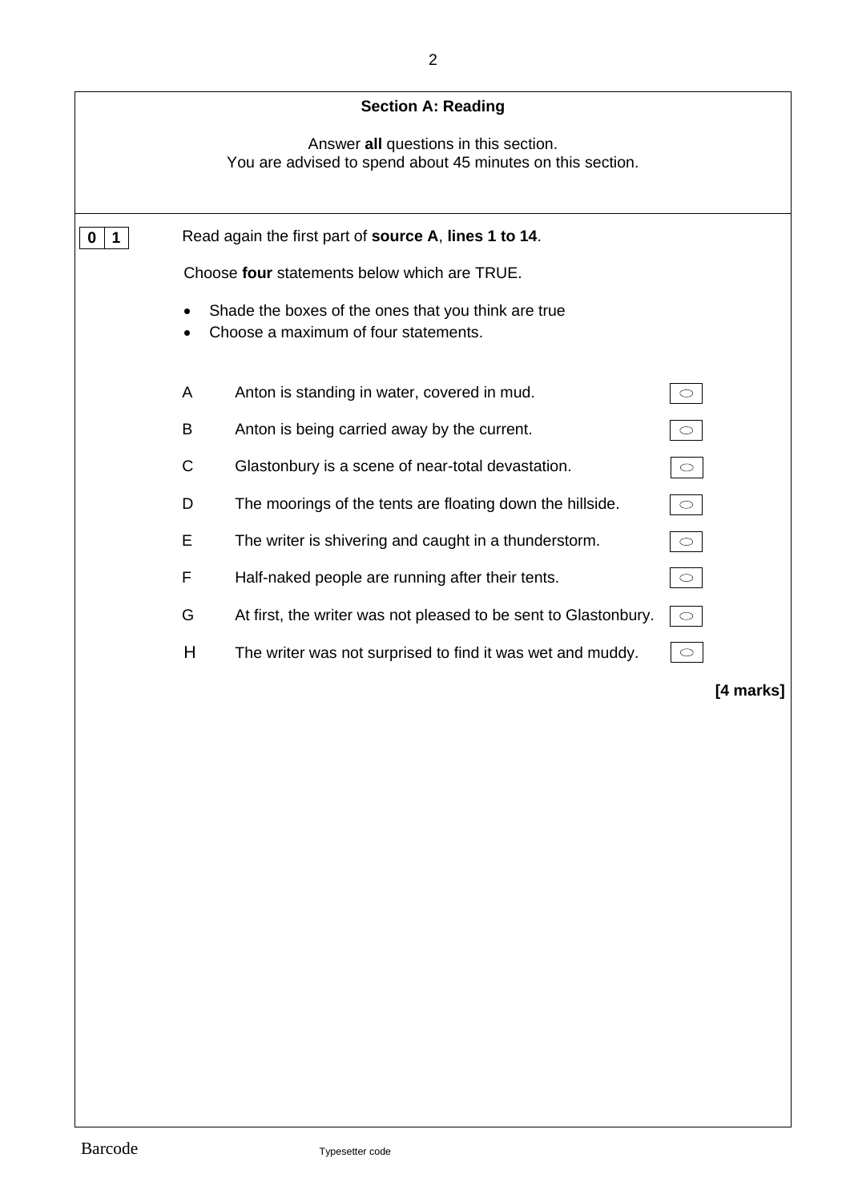## Section A: Reading

Answer **all** questions in this section.
You are advised to spend about 45 minutes on this section.

**0 1** Read again the first part of **source A**, **lines 1 to 14**.

Choose **four** statements below which are TRUE.

- Shade the boxes of the ones that you think are true
- Choose a maximum of four statements.

| | | |
|---|---|---|
| A | Anton is standing in water, covered in mud. | ○ |
| B | Anton is being carried away by the current. | ○ |
| C | Glastonbury is a scene of near-total devastation. | ○ |
| D | The moorings of the tents are floating down the hillside. | ○ |
| E | The writer is shivering and caught in a thunderstorm. | ○ |
| F | Half-naked people are running after their tents. | ○ |
| G | At first, the writer was not pleased to be sent to Glastonbury. | ○ |
| H | The writer was not surprised to find it was wet and muddy. | ○ |

**[4 marks]**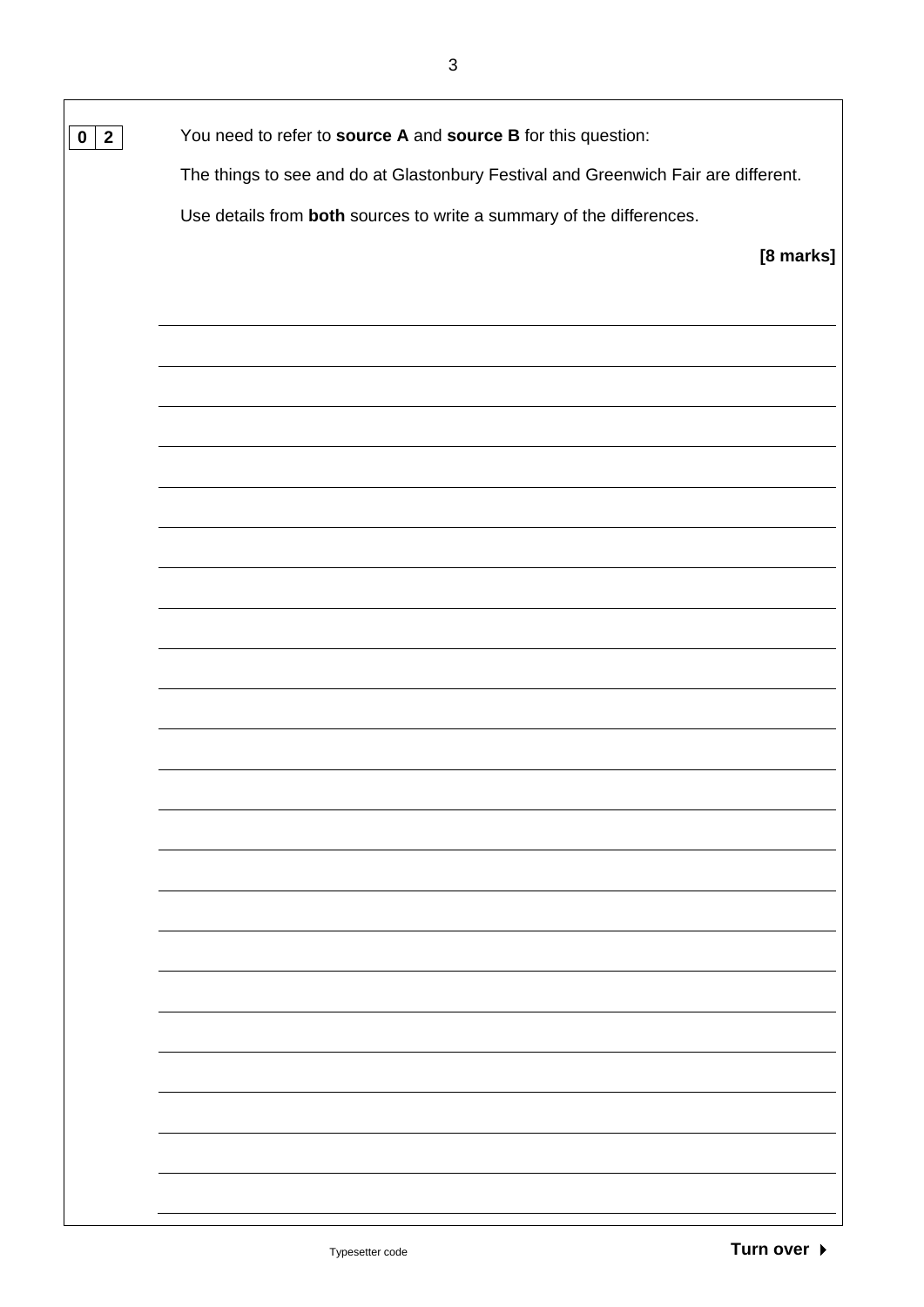**0 2** You need to refer to **source A** and **source B** for this question:

The things to see and do at Glastonbury Festival and Greenwich Fair are different.

Use details from **both** sources to write a summary of the differences.

**[8 marks]**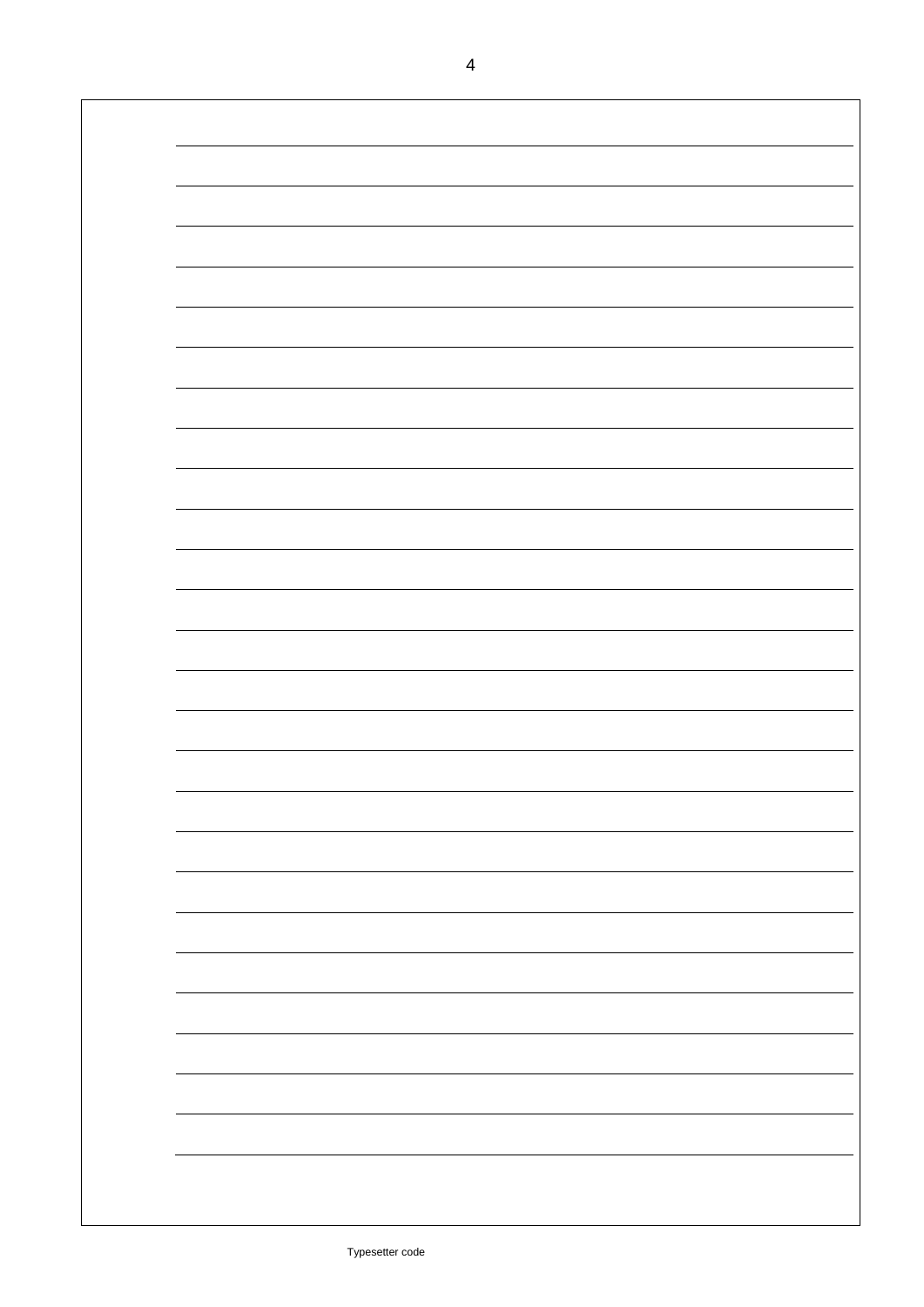Typesetter code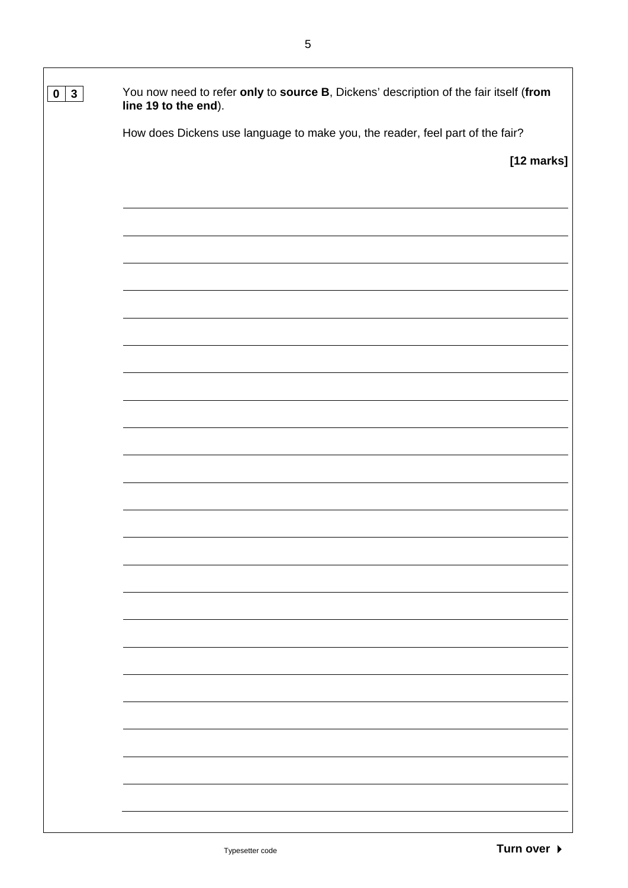**0 3** You now need to refer **only** to **source B**, Dickens' description of the fair itself (**from line 19 to the end**).

How does Dickens use language to make you, the reader, feel part of the fair?

**[12 marks]**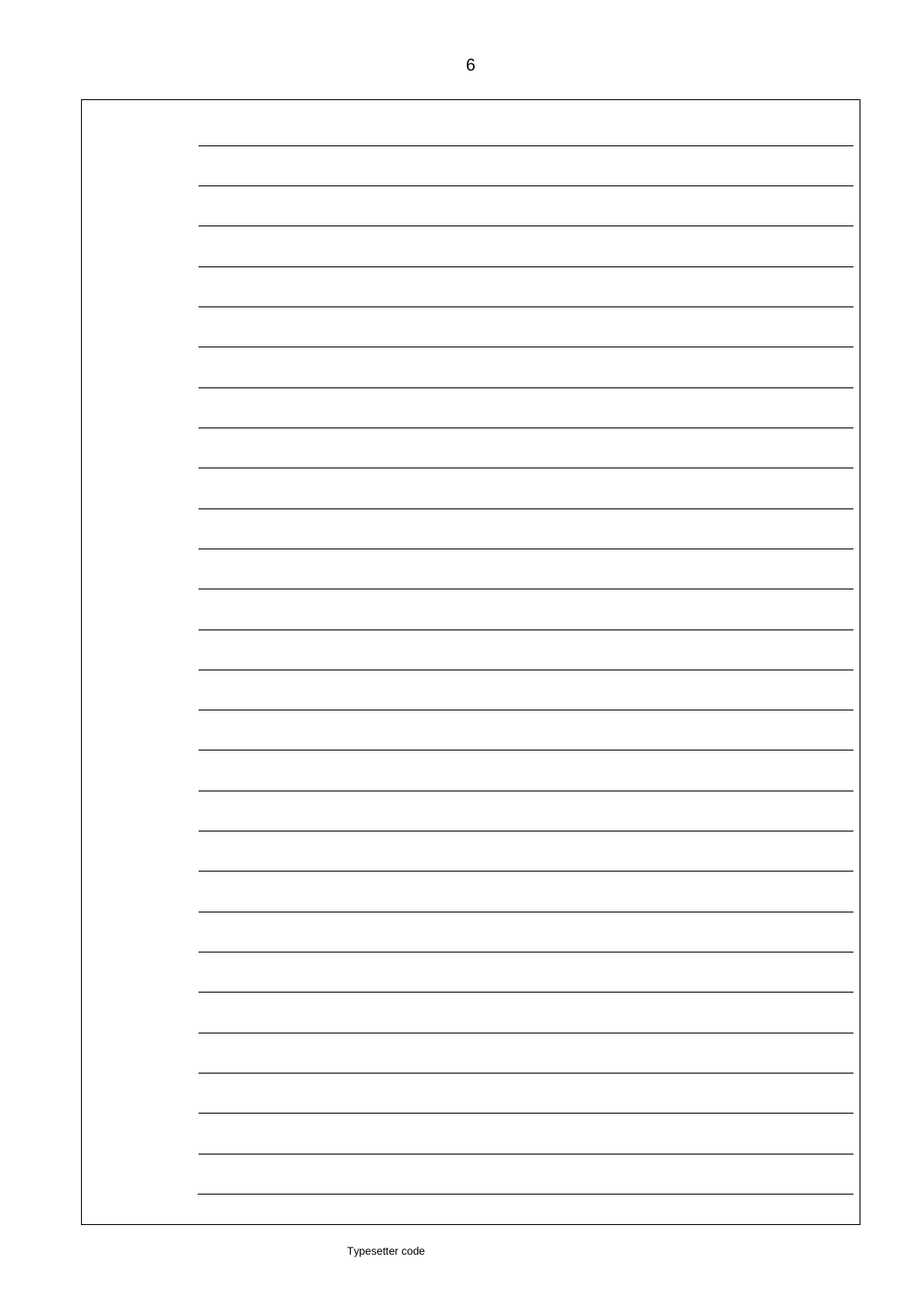Typesetter code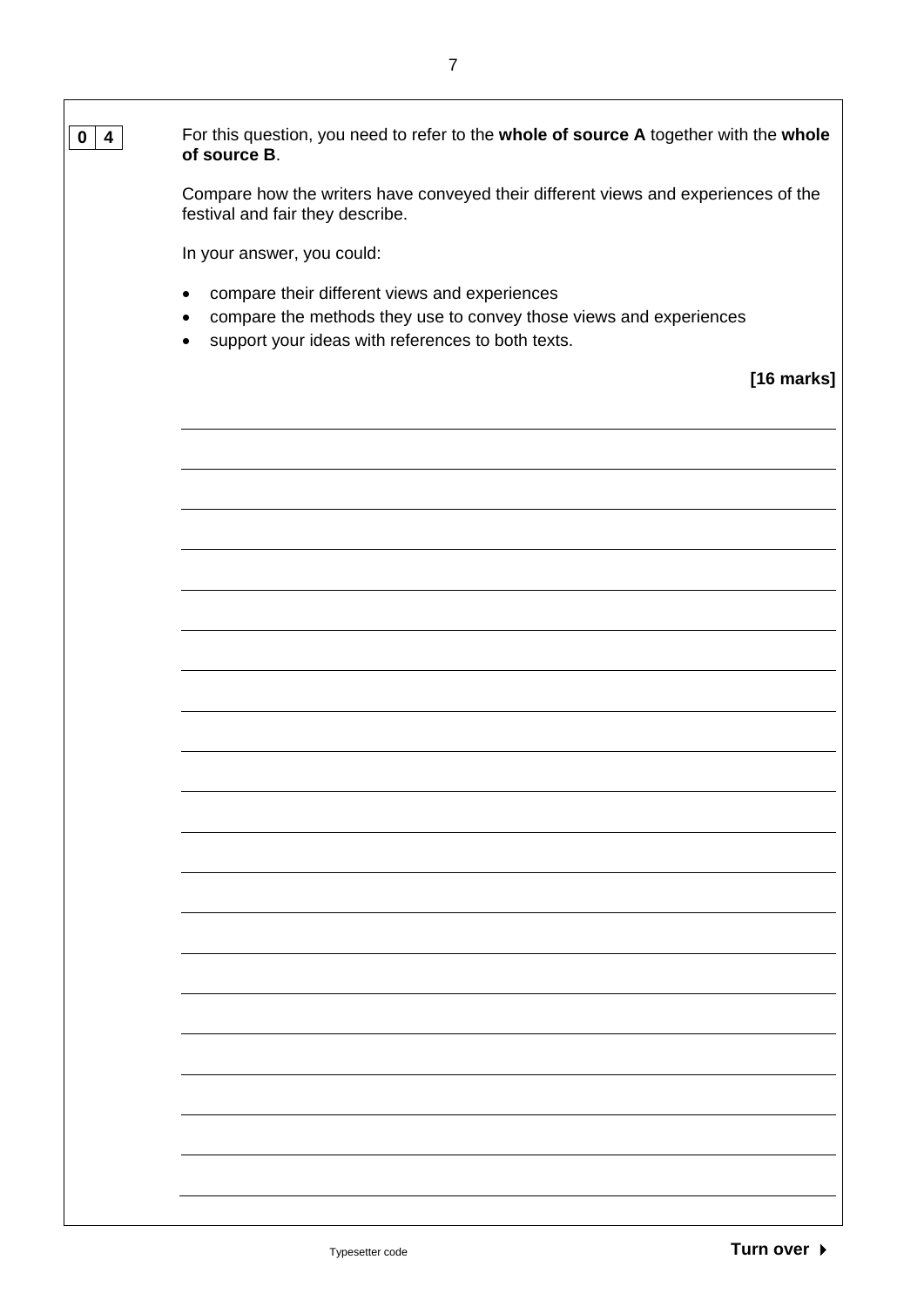**0 4** For this question, you need to refer to the **whole of source A** together with the **whole of source B**.

Compare how the writers have conveyed their different views and experiences of the festival and fair they describe.

In your answer, you could:

- compare their different views and experiences
- compare the methods they use to convey those views and experiences
- support your ideas with references to both texts.

**[16 marks]**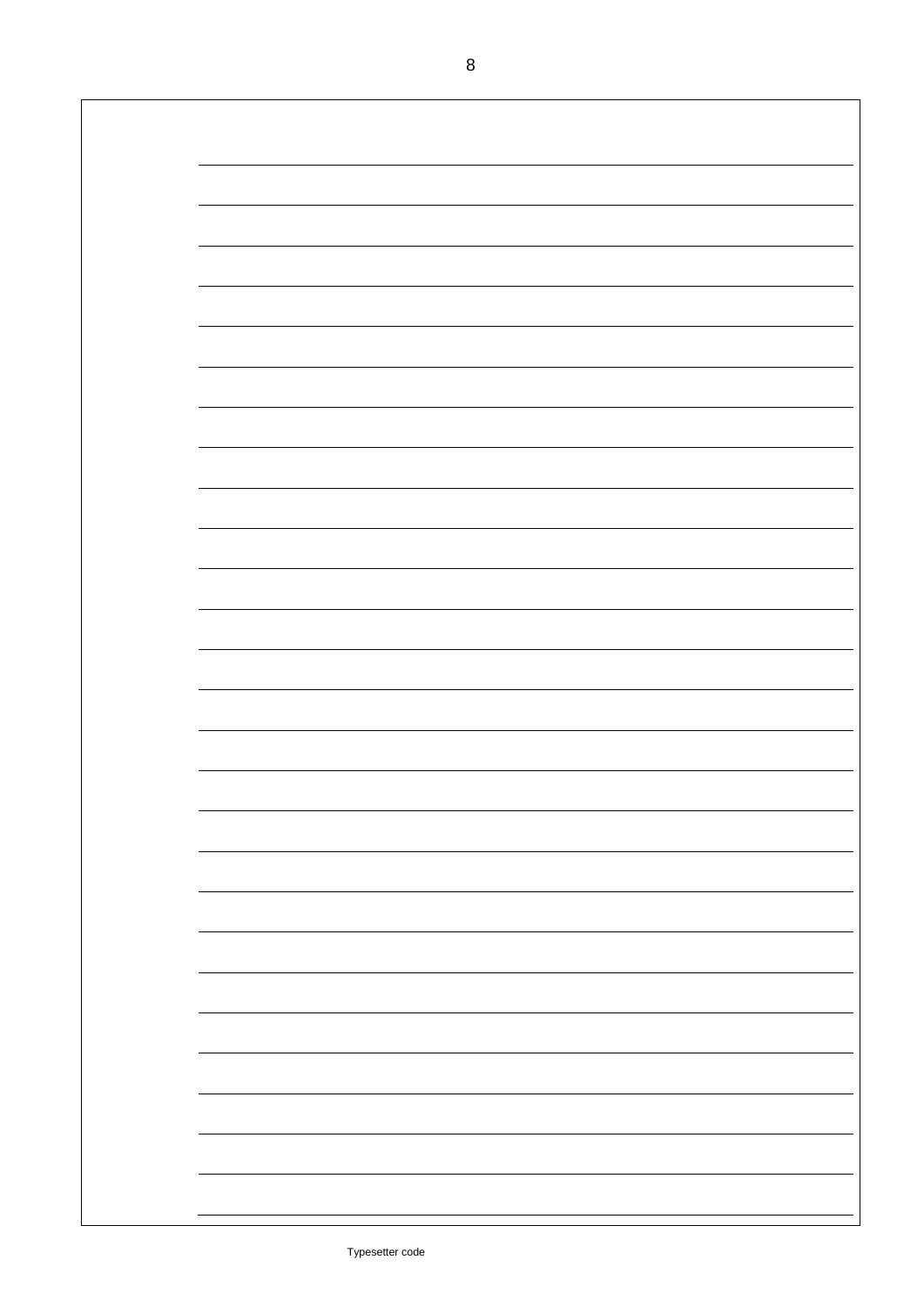Typesetter code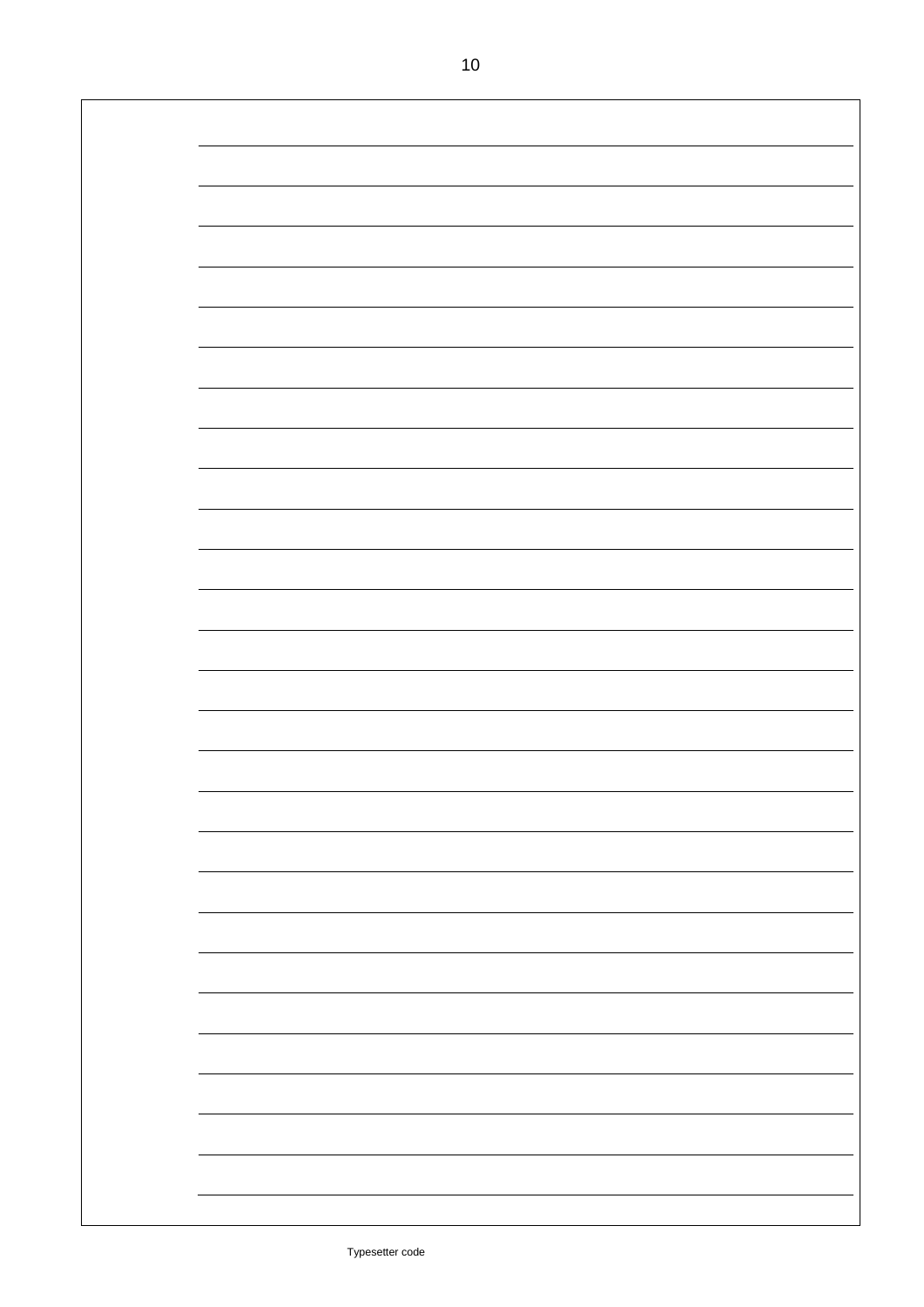Typesetter code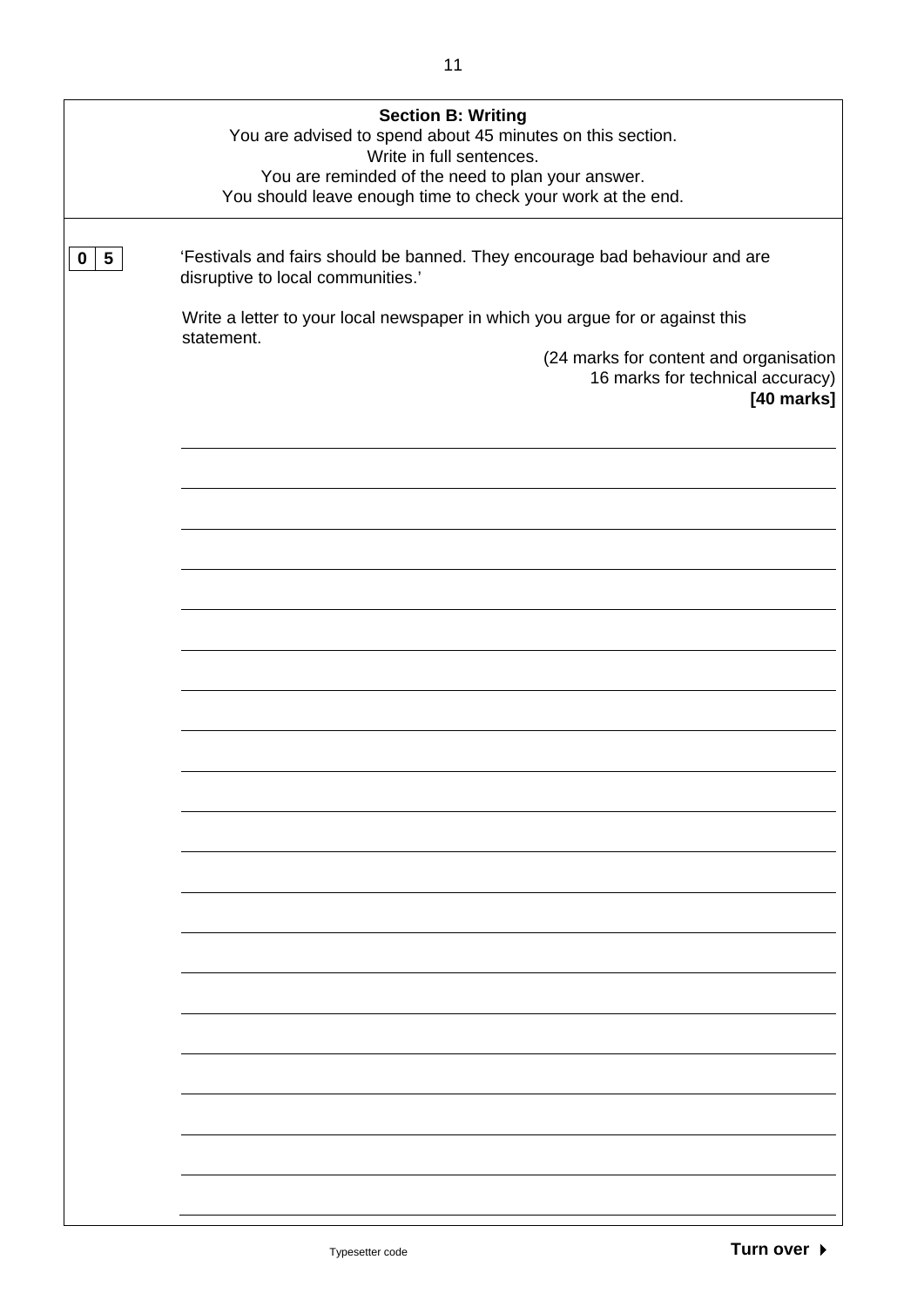**Section B: Writing**

You are advised to spend about 45 minutes on this section.

Write in full sentences.

You are reminded of the need to plan your answer.

You should leave enough time to check your work at the end.

**0 5** 'Festivals and fairs should be banned. They encourage bad behaviour and are disruptive to local communities.'

Write a letter to your local newspaper in which you argue for or against this statement.

(24 marks for content and organisation
16 marks for technical accuracy)
**[40 marks]**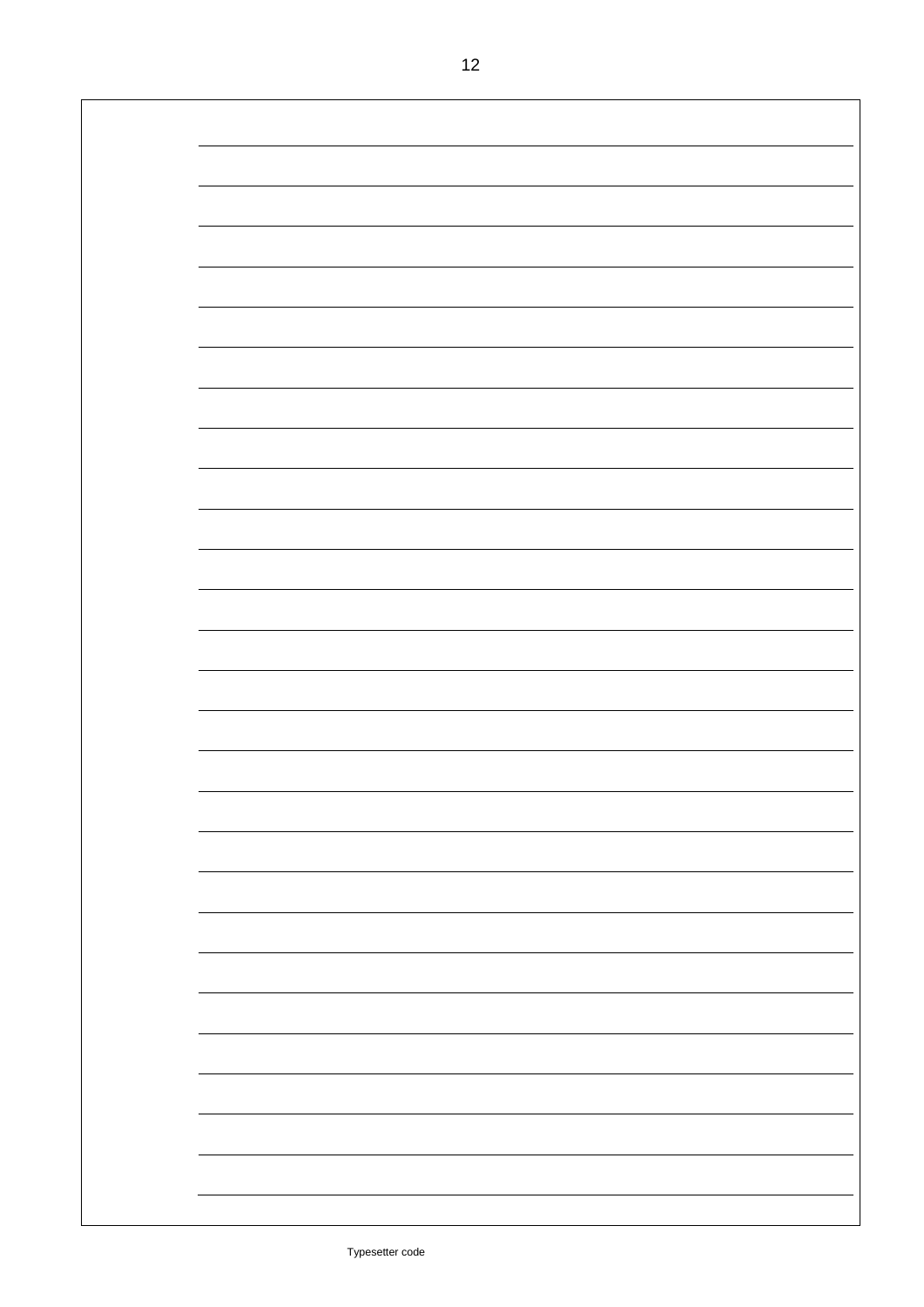Typesetter code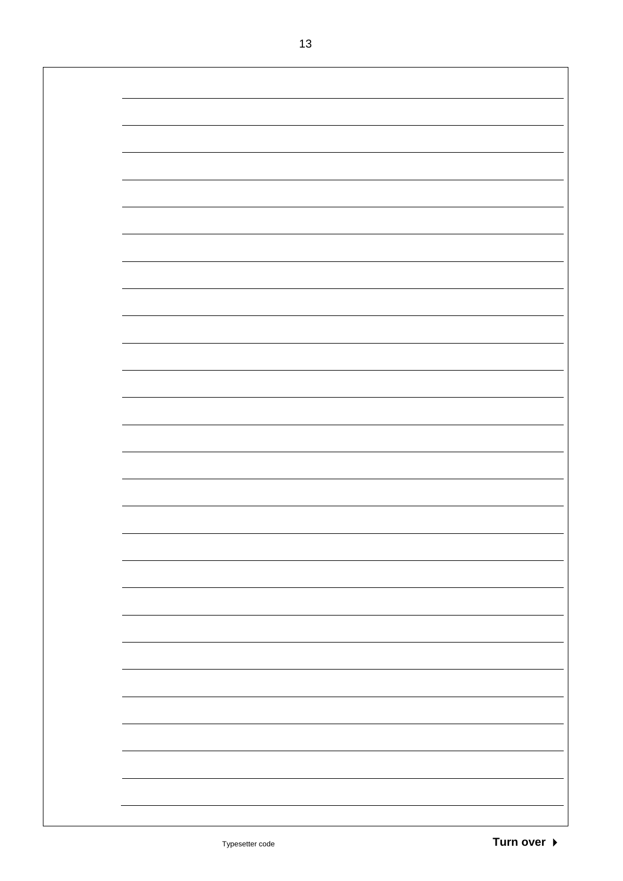Typesetter code

**Turn over ▶**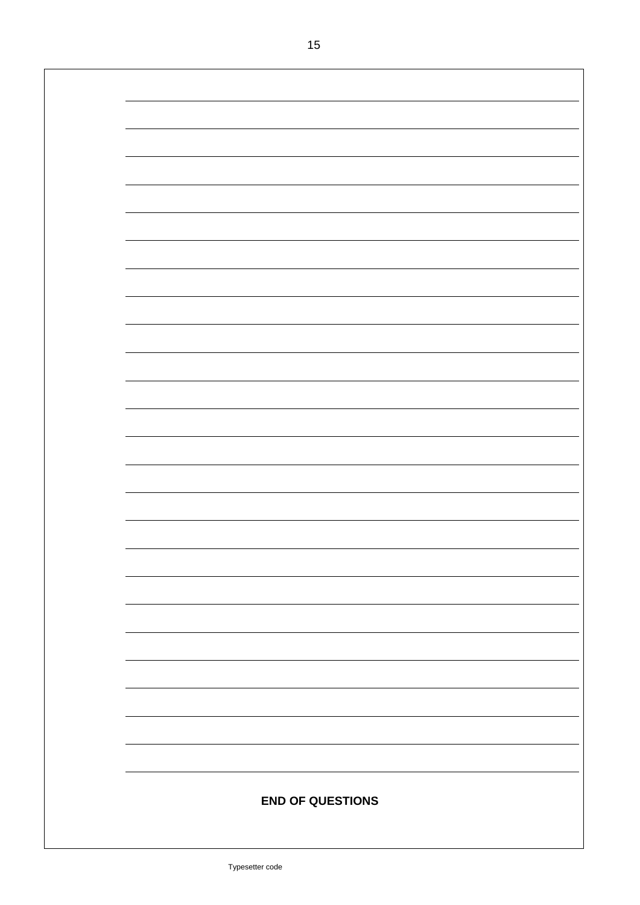**END OF QUESTIONS**

Typesetter code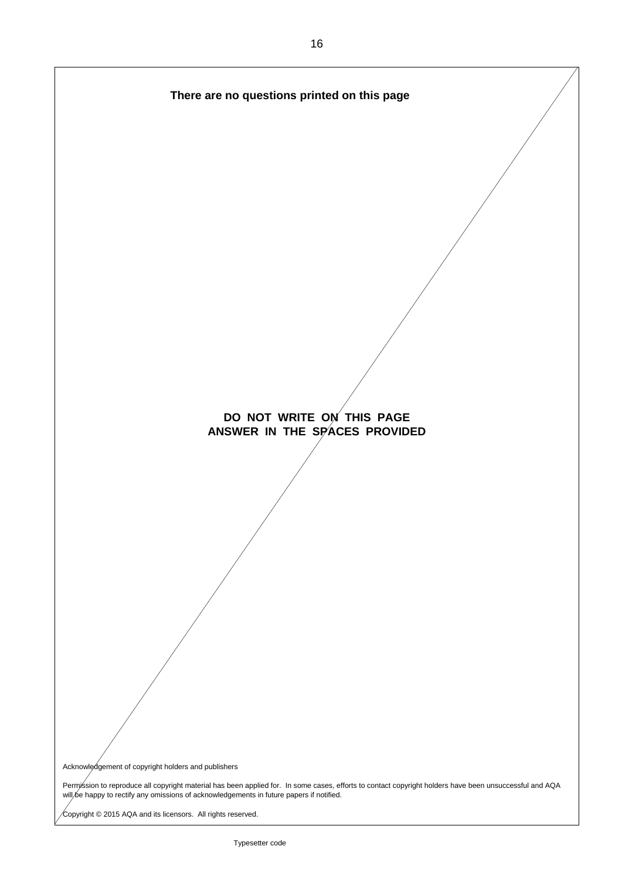**There are no questions printed on this page**

**DO NOT WRITE ON THIS PAGE**
**ANSWER IN THE SPACES PROVIDED**

Acknowledgement of copyright holders and publishers

Permission to reproduce all copyright material has been applied for. In some cases, efforts to contact copyright holders have been unsuccessful and AQA will be happy to rectify any omissions of acknowledgements in future papers if notified.

Copyright © 2015 AQA and its licensors. All rights reserved.

Typesetter code